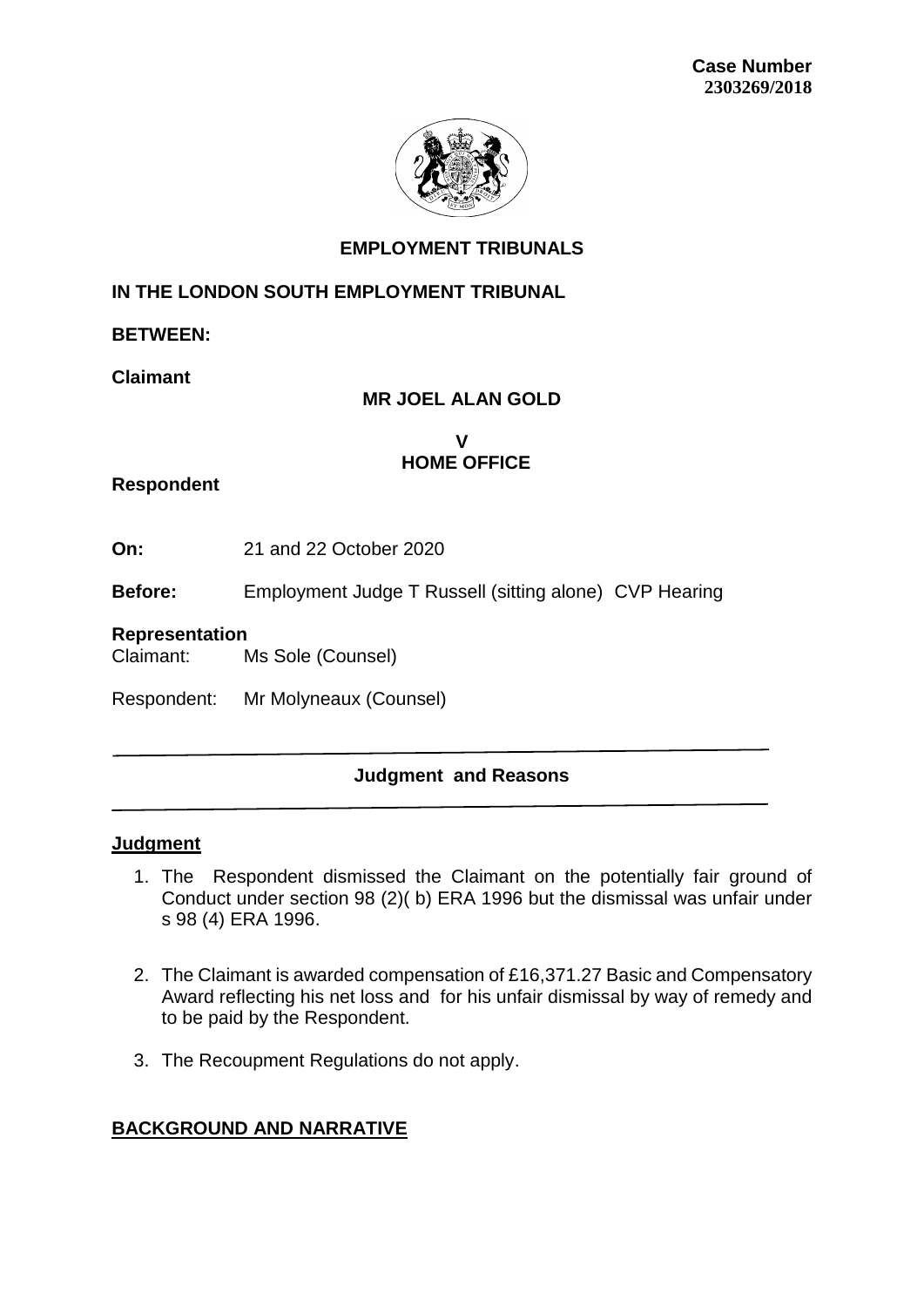**Case Number**
**2303269/2018**

**EMPLOYMENT TRIBUNALS**

**IN THE LONDON SOUTH EMPLOYMENT TRIBUNAL**

**BETWEEN:**

**Claimant**

**MR JOEL ALAN GOLD**

**V**
**HOME OFFICE**

**Respondent**

**On:** 21 and 22 October 2020

**Before:** Employment Judge T Russell (sitting alone) CVP Hearing

**Representation**
Claimant: Ms Sole (Counsel)

Respondent: Mr Molyneaux (Counsel)

---

**Judgment and Reasons**

---

**Judgment**

1. The Respondent dismissed the Claimant on the potentially fair ground of Conduct under section 98 (2)( b) ERA 1996 but the dismissal was unfair under s 98 (4) ERA 1996.

2. The Claimant is awarded compensation of £16,371.27 Basic and Compensatory Award reflecting his net loss and for his unfair dismissal by way of remedy and to be paid by the Respondent.

3. The Recoupment Regulations do not apply.

**BACKGROUND AND NARRATIVE**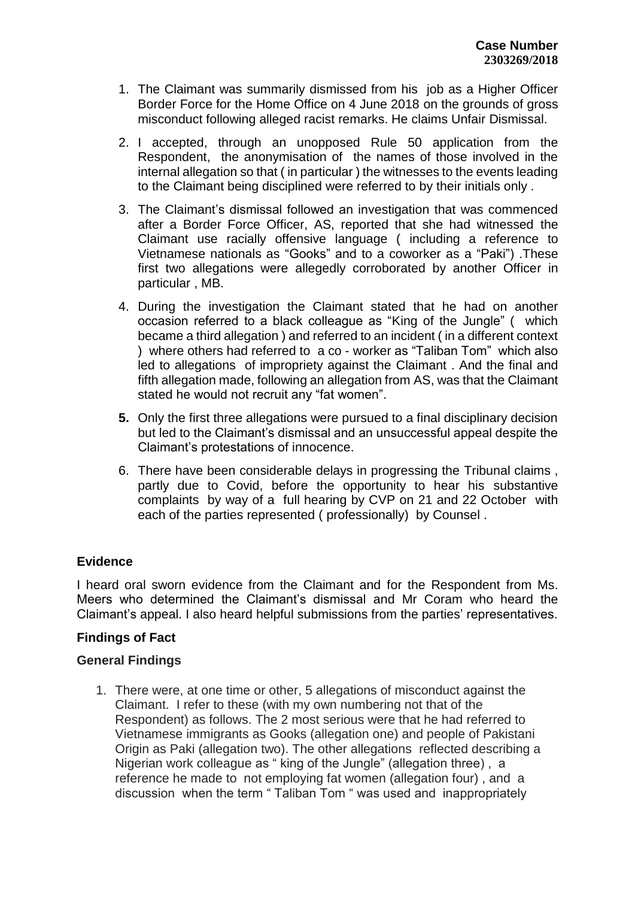**Case Number**
**2303269/2018**

1. The Claimant was summarily dismissed from his job as a Higher Officer Border Force for the Home Office on 4 June 2018 on the grounds of gross misconduct following alleged racist remarks. He claims Unfair Dismissal.

2. I accepted, through an unopposed Rule 50 application from the Respondent, the anonymisation of the names of those involved in the internal allegation so that ( in particular ) the witnesses to the events leading to the Claimant being disciplined were referred to by their initials only .

3. The Claimant's dismissal followed an investigation that was commenced after a Border Force Officer, AS, reported that she had witnessed the Claimant use racially offensive language ( including a reference to Vietnamese nationals as "Gooks" and to a coworker as a "Paki") .These first two allegations were allegedly corroborated by another Officer in particular , MB.

4. During the investigation the Claimant stated that he had on another occasion referred to a black colleague as "King of the Jungle" ( which became a third allegation ) and referred to an incident ( in a different context ) where others had referred to a co - worker as "Taliban Tom" which also led to allegations of impropriety against the Claimant . And the final and fifth allegation made, following an allegation from AS, was that the Claimant stated he would not recruit any "fat women".

5. Only the first three allegations were pursued to a final disciplinary decision but led to the Claimant's dismissal and an unsuccessful appeal despite the Claimant's protestations of innocence.

6. There have been considerable delays in progressing the Tribunal claims , partly due to Covid, before the opportunity to hear his substantive complaints by way of a full hearing by CVP on 21 and 22 October with each of the parties represented ( professionally) by Counsel .

## Evidence

I heard oral sworn evidence from the Claimant and for the Respondent from Ms. Meers who determined the Claimant's dismissal and Mr Coram who heard the Claimant's appeal. I also heard helpful submissions from the parties' representatives.

## Findings of Fact

### General Findings

1. There were, at one time or other, 5 allegations of misconduct against the Claimant. I refer to these (with my own numbering not that of the Respondent) as follows. The 2 most serious were that he had referred to Vietnamese immigrants as Gooks (allegation one) and people of Pakistani Origin as Paki (allegation two). The other allegations reflected describing a Nigerian work colleague as " king of the Jungle" (allegation three) , a reference he made to not employing fat women (allegation four) , and a discussion when the term " Taliban Tom " was used and inappropriately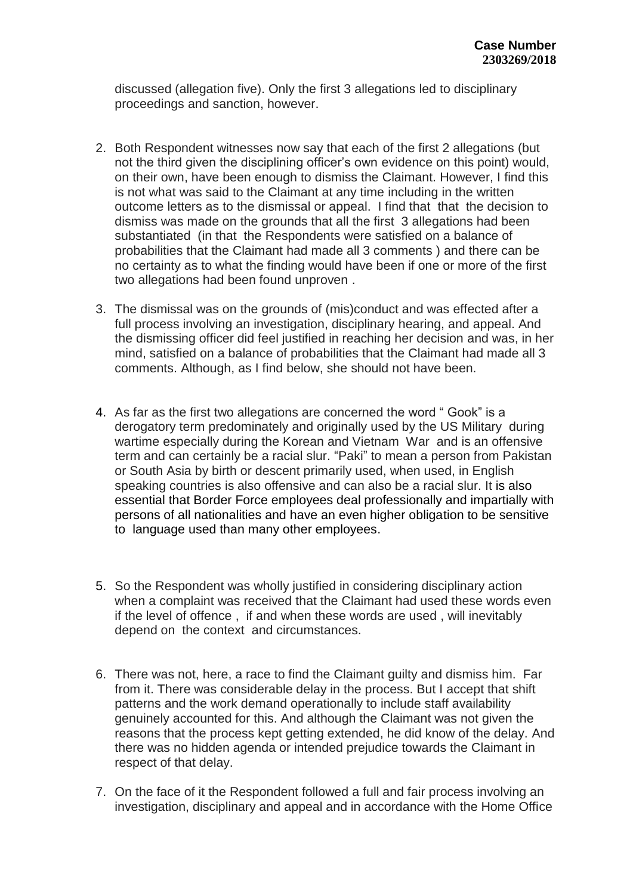discussed (allegation five). Only the first 3 allegations led to disciplinary proceedings and sanction, however.

2. Both Respondent witnesses now say that each of the first 2 allegations (but not the third given the disciplining officer's own evidence on this point) would, on their own, have been enough to dismiss the Claimant. However, I find this is not what was said to the Claimant at any time including in the written outcome letters as to the dismissal or appeal. I find that that the decision to dismiss was made on the grounds that all the first 3 allegations had been substantiated (in that the Respondents were satisfied on a balance of probabilities that the Claimant had made all 3 comments ) and there can be no certainty as to what the finding would have been if one or more of the first two allegations had been found unproven .

3. The dismissal was on the grounds of (mis)conduct and was effected after a full process involving an investigation, disciplinary hearing, and appeal. And the dismissing officer did feel justified in reaching her decision and was, in her mind, satisfied on a balance of probabilities that the Claimant had made all 3 comments. Although, as I find below, she should not have been.

4. As far as the first two allegations are concerned the word " Gook" is a derogatory term predominately and originally used by the US Military during wartime especially during the Korean and Vietnam War and is an offensive term and can certainly be a racial slur. "Paki" to mean a person from Pakistan or South Asia by birth or descent primarily used, when used, in English speaking countries is also offensive and can also be a racial slur. It is also essential that Border Force employees deal professionally and impartially with persons of all nationalities and have an even higher obligation to be sensitive to language used than many other employees.

5. So the Respondent was wholly justified in considering disciplinary action when a complaint was received that the Claimant had used these words even if the level of offence , if and when these words are used , will inevitably depend on the context and circumstances.

6. There was not, here, a race to find the Claimant guilty and dismiss him. Far from it. There was considerable delay in the process. But I accept that shift patterns and the work demand operationally to include staff availability genuinely accounted for this. And although the Claimant was not given the reasons that the process kept getting extended, he did know of the delay. And there was no hidden agenda or intended prejudice towards the Claimant in respect of that delay.

7. On the face of it the Respondent followed a full and fair process involving an investigation, disciplinary and appeal and in accordance with the Home Office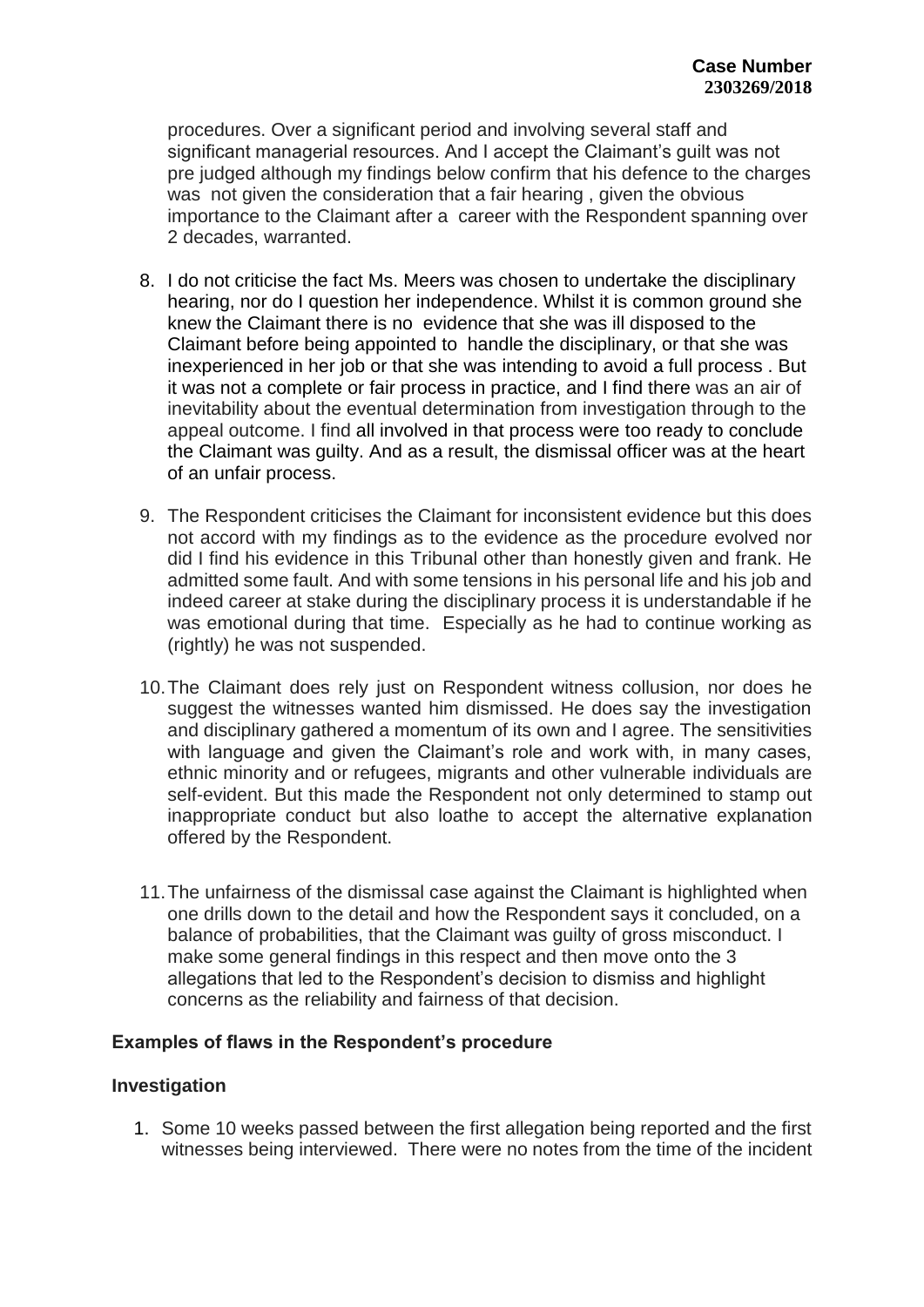procedures. Over a significant period and involving several staff and significant managerial resources. And I accept the Claimant's guilt was not pre judged although my findings below confirm that his defence to the charges was not given the consideration that a fair hearing , given the obvious importance to the Claimant after a career with the Respondent spanning over 2 decades, warranted.

8. I do not criticise the fact Ms. Meers was chosen to undertake the disciplinary hearing, nor do I question her independence. Whilst it is common ground she knew the Claimant there is no evidence that she was ill disposed to the Claimant before being appointed to handle the disciplinary, or that she was inexperienced in her job or that she was intending to avoid a full process . But it was not a complete or fair process in practice, and I find there was an air of inevitability about the eventual determination from investigation through to the appeal outcome. I find all involved in that process were too ready to conclude the Claimant was guilty. And as a result, the dismissal officer was at the heart of an unfair process.

9. The Respondent criticises the Claimant for inconsistent evidence but this does not accord with my findings as to the evidence as the procedure evolved nor did I find his evidence in this Tribunal other than honestly given and frank. He admitted some fault. And with some tensions in his personal life and his job and indeed career at stake during the disciplinary process it is understandable if he was emotional during that time. Especially as he had to continue working as (rightly) he was not suspended.

10. The Claimant does rely just on Respondent witness collusion, nor does he suggest the witnesses wanted him dismissed. He does say the investigation and disciplinary gathered a momentum of its own and I agree. The sensitivities with language and given the Claimant's role and work with, in many cases, ethnic minority and or refugees, migrants and other vulnerable individuals are self-evident. But this made the Respondent not only determined to stamp out inappropriate conduct but also loathe to accept the alternative explanation offered by the Respondent.

11. The unfairness of the dismissal case against the Claimant is highlighted when one drills down to the detail and how the Respondent says it concluded, on a balance of probabilities, that the Claimant was guilty of gross misconduct. I make some general findings in this respect and then move onto the 3 allegations that led to the Respondent's decision to dismiss and highlight concerns as the reliability and fairness of that decision.

**Examples of flaws in the Respondent's procedure**

**Investigation**

1. Some 10 weeks passed between the first allegation being reported and the first witnesses being interviewed. There were no notes from the time of the incident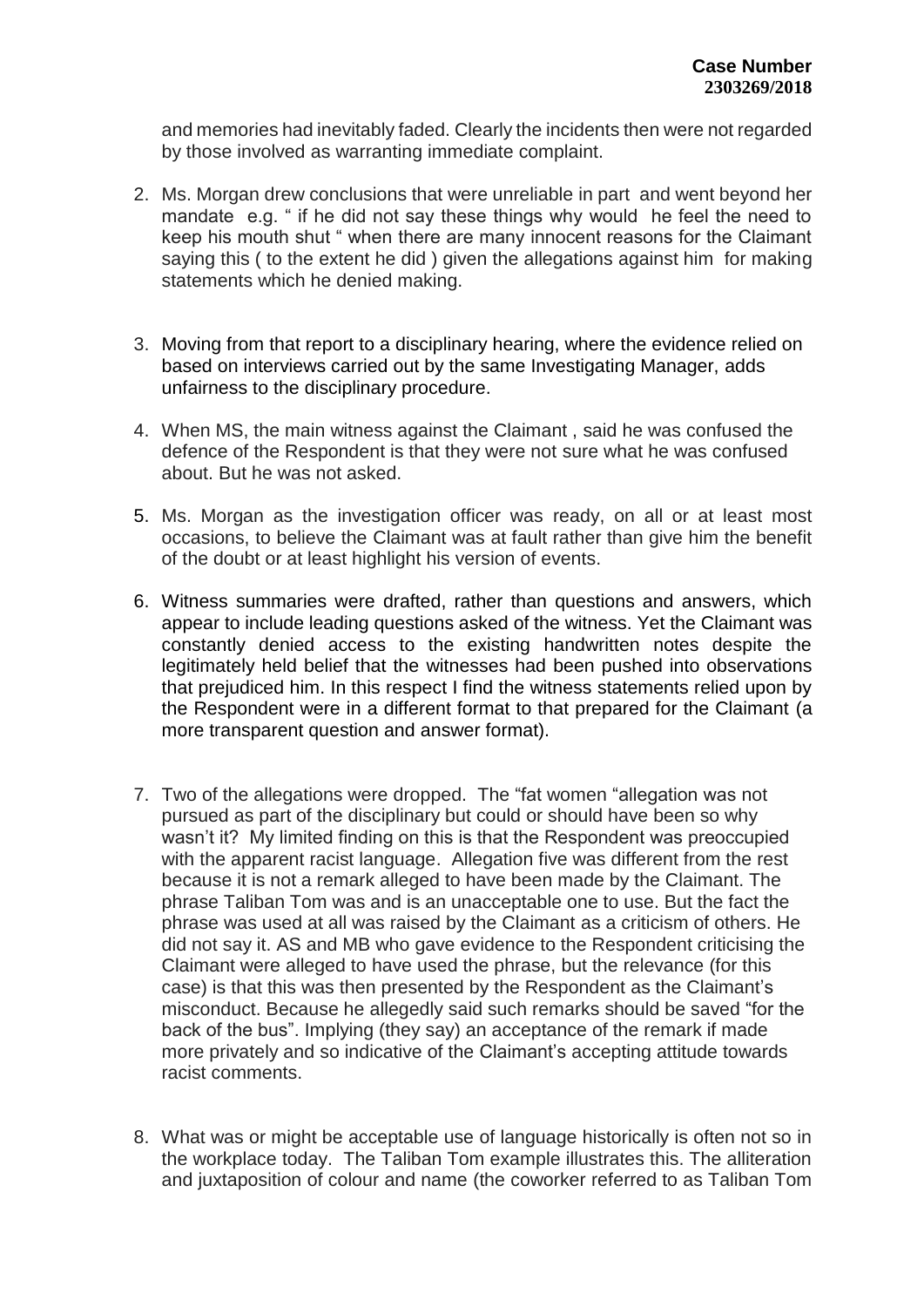and memories had inevitably faded. Clearly the incidents then were not regarded by those involved as warranting immediate complaint.

2. Ms. Morgan drew conclusions that were unreliable in part and went beyond her mandate e.g. " if he did not say these things why would he feel the need to keep his mouth shut " when there are many innocent reasons for the Claimant saying this ( to the extent he did ) given the allegations against him for making statements which he denied making.

3. Moving from that report to a disciplinary hearing, where the evidence relied on based on interviews carried out by the same Investigating Manager, adds unfairness to the disciplinary procedure.

4. When MS, the main witness against the Claimant , said he was confused the defence of the Respondent is that they were not sure what he was confused about. But he was not asked.

5. Ms. Morgan as the investigation officer was ready, on all or at least most occasions, to believe the Claimant was at fault rather than give him the benefit of the doubt or at least highlight his version of events.

6. Witness summaries were drafted, rather than questions and answers, which appear to include leading questions asked of the witness. Yet the Claimant was constantly denied access to the existing handwritten notes despite the legitimately held belief that the witnesses had been pushed into observations that prejudiced him. In this respect I find the witness statements relied upon by the Respondent were in a different format to that prepared for the Claimant (a more transparent question and answer format).

7. Two of the allegations were dropped. The "fat women "allegation was not pursued as part of the disciplinary but could or should have been so why wasn't it? My limited finding on this is that the Respondent was preoccupied with the apparent racist language. Allegation five was different from the rest because it is not a remark alleged to have been made by the Claimant. The phrase Taliban Tom was and is an unacceptable one to use. But the fact the phrase was used at all was raised by the Claimant as a criticism of others. He did not say it. AS and MB who gave evidence to the Respondent criticising the Claimant were alleged to have used the phrase, but the relevance (for this case) is that this was then presented by the Respondent as the Claimant's misconduct. Because he allegedly said such remarks should be saved "for the back of the bus". Implying (they say) an acceptance of the remark if made more privately and so indicative of the Claimant's accepting attitude towards racist comments.

8. What was or might be acceptable use of language historically is often not so in the workplace today. The Taliban Tom example illustrates this. The alliteration and juxtaposition of colour and name (the coworker referred to as Taliban Tom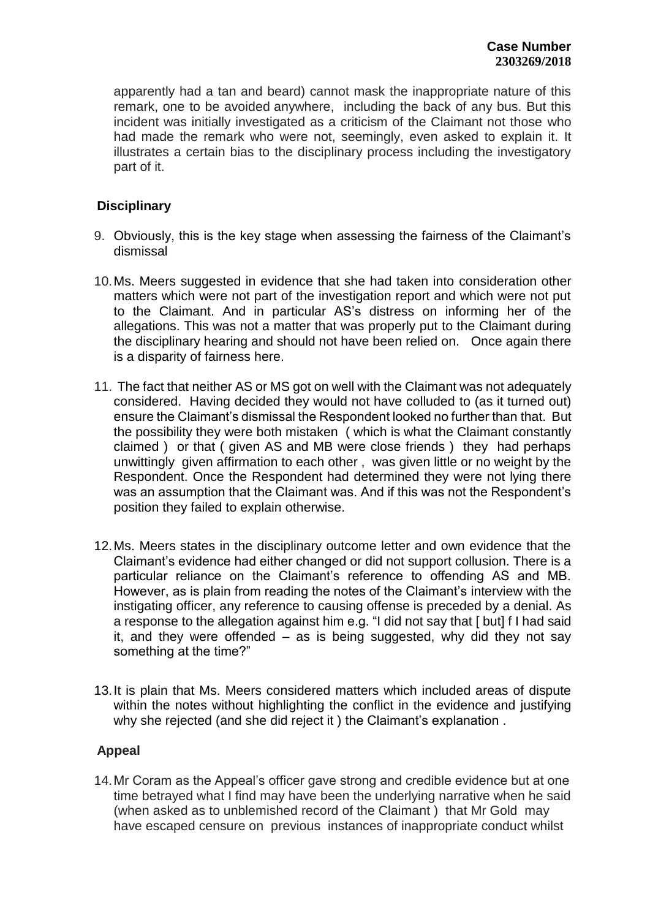apparently had a tan and beard) cannot mask the inappropriate nature of this remark, one to be avoided anywhere, including the back of any bus. But this incident was initially investigated as a criticism of the Claimant not those who had made the remark who were not, seemingly, even asked to explain it. It illustrates a certain bias to the disciplinary process including the investigatory part of it.

**Disciplinary**

9. Obviously, this is the key stage when assessing the fairness of the Claimant's dismissal

10. Ms. Meers suggested in evidence that she had taken into consideration other matters which were not part of the investigation report and which were not put to the Claimant. And in particular AS's distress on informing her of the allegations. This was not a matter that was properly put to the Claimant during the disciplinary hearing and should not have been relied on. Once again there is a disparity of fairness here.

11. The fact that neither AS or MS got on well with the Claimant was not adequately considered. Having decided they would not have colluded to (as it turned out) ensure the Claimant's dismissal the Respondent looked no further than that. But the possibility they were both mistaken ( which is what the Claimant constantly claimed ) or that ( given AS and MB were close friends ) they had perhaps unwittingly given affirmation to each other , was given little or no weight by the Respondent. Once the Respondent had determined they were not lying there was an assumption that the Claimant was. And if this was not the Respondent's position they failed to explain otherwise.

12. Ms. Meers states in the disciplinary outcome letter and own evidence that the Claimant's evidence had either changed or did not support collusion. There is a particular reliance on the Claimant's reference to offending AS and MB. However, as is plain from reading the notes of the Claimant's interview with the instigating officer, any reference to causing offense is preceded by a denial. As a response to the allegation against him e.g. "I did not say that [ but] f I had said it, and they were offended – as is being suggested, why did they not say something at the time?"

13. It is plain that Ms. Meers considered matters which included areas of dispute within the notes without highlighting the conflict in the evidence and justifying why she rejected (and she did reject it ) the Claimant's explanation .

**Appeal**

14. Mr Coram as the Appeal's officer gave strong and credible evidence but at one time betrayed what I find may have been the underlying narrative when he said (when asked as to unblemished record of the Claimant ) that Mr Gold may have escaped censure on previous instances of inappropriate conduct whilst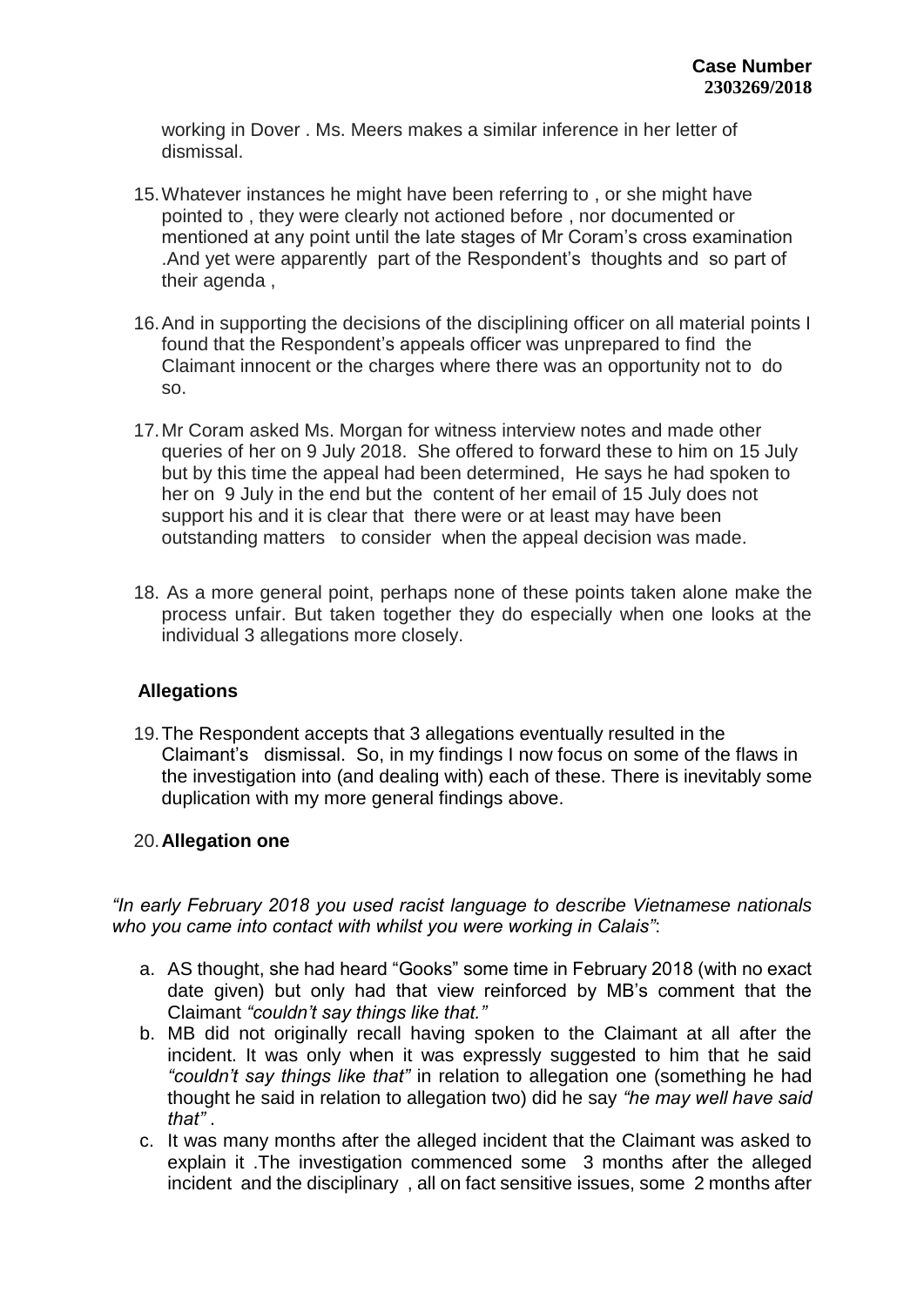working in Dover . Ms. Meers makes a similar inference in her letter of dismissal.

15. Whatever instances he might have been referring to , or she might have pointed to , they were clearly not actioned before , nor documented or mentioned at any point until the late stages of Mr Coram's cross examination .And yet were apparently part of the Respondent's thoughts and so part of their agenda ,

16. And in supporting the decisions of the disciplining officer on all material points I found that the Respondent's appeals officer was unprepared to find the Claimant innocent or the charges where there was an opportunity not to do so.

17. Mr Coram asked Ms. Morgan for witness interview notes and made other queries of her on 9 July 2018. She offered to forward these to him on 15 July but by this time the appeal had been determined, He says he had spoken to her on 9 July in the end but the content of her email of 15 July does not support his and it is clear that there were or at least may have been outstanding matters to consider when the appeal decision was made.

18. As a more general point, perhaps none of these points taken alone make the process unfair. But taken together they do especially when one looks at the individual 3 allegations more closely.

## Allegations

19. The Respondent accepts that 3 allegations eventually resulted in the Claimant's dismissal. So, in my findings I now focus on some of the flaws in the investigation into (and dealing with) each of these. There is inevitably some duplication with my more general findings above.

20. **Allegation one**

*"In early February 2018 you used racist language to describe Vietnamese nationals who you came into contact with whilst you were working in Calais"*:

a. AS thought, she had heard "Gooks" some time in February 2018 (with no exact date given) but only had that view reinforced by MB's comment that the Claimant *"couldn't say things like that."*

b. MB did not originally recall having spoken to the Claimant at all after the incident. It was only when it was expressly suggested to him that he said *"couldn't say things like that"* in relation to allegation one (something he had thought he said in relation to allegation two) did he say *"he may well have said that"* .

c. It was many months after the alleged incident that the Claimant was asked to explain it .The investigation commenced some 3 months after the alleged incident and the disciplinary , all on fact sensitive issues, some 2 months after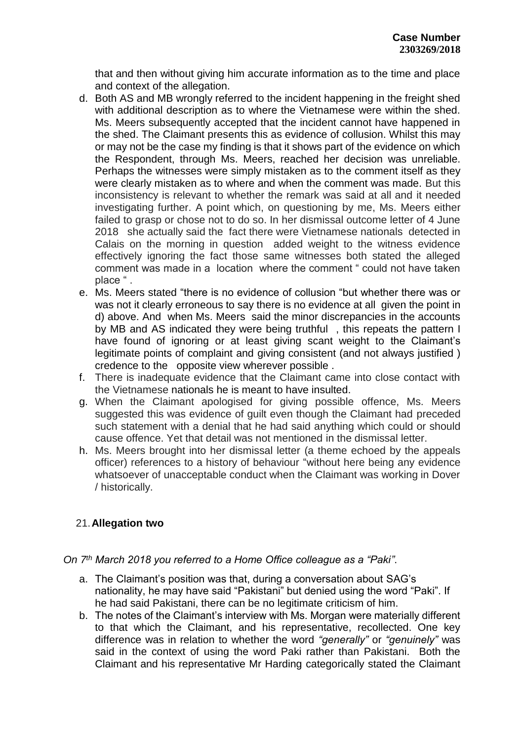that and then without giving him accurate information as to the time and place and context of the allegation.

d. Both AS and MB wrongly referred to the incident happening in the freight shed with additional description as to where the Vietnamese were within the shed. Ms. Meers subsequently accepted that the incident cannot have happened in the shed. The Claimant presents this as evidence of collusion. Whilst this may or may not be the case my finding is that it shows part of the evidence on which the Respondent, through Ms. Meers, reached her decision was unreliable. Perhaps the witnesses were simply mistaken as to the comment itself as they were clearly mistaken as to where and when the comment was made. But this inconsistency is relevant to whether the remark was said at all and it needed investigating further. A point which, on questioning by me, Ms. Meers either failed to grasp or chose not to do so. In her dismissal outcome letter of 4 June 2018 she actually said the fact there were Vietnamese nationals detected in Calais on the morning in question added weight to the witness evidence effectively ignoring the fact those same witnesses both stated the alleged comment was made in a location where the comment " could not have taken place " .
e. Ms. Meers stated "there is no evidence of collusion "but whether there was or was not it clearly erroneous to say there is no evidence at all given the point in d) above. And when Ms. Meers said the minor discrepancies in the accounts by MB and AS indicated they were being truthful , this repeats the pattern I have found of ignoring or at least giving scant weight to the Claimant's legitimate points of complaint and giving consistent (and not always justified ) credence to the opposite view wherever possible .
f. There is inadequate evidence that the Claimant came into close contact with the Vietnamese nationals he is meant to have insulted.
g. When the Claimant apologised for giving possible offence, Ms. Meers suggested this was evidence of guilt even though the Claimant had preceded such statement with a denial that he had said anything which could or should cause offence. Yet that detail was not mentioned in the dismissal letter.
h. Ms. Meers brought into her dismissal letter (a theme echoed by the appeals officer) references to a history of behaviour "without here being any evidence whatsoever of unacceptable conduct when the Claimant was working in Dover / historically.

21. **Allegation two**

*On 7th March 2018 you referred to a Home Office colleague as a "Paki".*

a. The Claimant's position was that, during a conversation about SAG's nationality, he may have said "Pakistani" but denied using the word "Paki". If he had said Pakistani, there can be no legitimate criticism of him.
b. The notes of the Claimant's interview with Ms. Morgan were materially different to that which the Claimant, and his representative, recollected. One key difference was in relation to whether the word *"generally"* or *"genuinely"* was said in the context of using the word Paki rather than Pakistani. Both the Claimant and his representative Mr Harding categorically stated the Claimant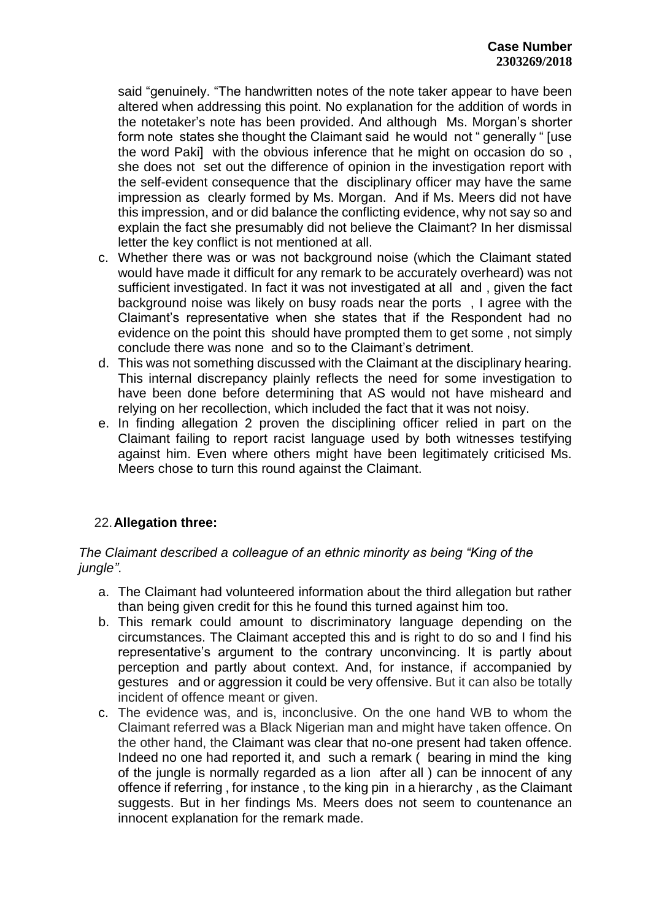said "genuinely. "The handwritten notes of the note taker appear to have been altered when addressing this point. No explanation for the addition of words in the notetaker's note has been provided. And although Ms. Morgan's shorter form note states she thought the Claimant said he would not " generally " [use the word Paki] with the obvious inference that he might on occasion do so , she does not set out the difference of opinion in the investigation report with the self-evident consequence that the disciplinary officer may have the same impression as clearly formed by Ms. Morgan. And if Ms. Meers did not have this impression, and or did balance the conflicting evidence, why not say so and explain the fact she presumably did not believe the Claimant? In her dismissal letter the key conflict is not mentioned at all.

c. Whether there was or was not background noise (which the Claimant stated would have made it difficult for any remark to be accurately overheard) was not sufficient investigated. In fact it was not investigated at all and , given the fact background noise was likely on busy roads near the ports , I agree with the Claimant's representative when she states that if the Respondent had no evidence on the point this should have prompted them to get some , not simply conclude there was none and so to the Claimant's detriment.

d. This was not something discussed with the Claimant at the disciplinary hearing. This internal discrepancy plainly reflects the need for some investigation to have been done before determining that AS would not have misheard and relying on her recollection, which included the fact that it was not noisy.

e. In finding allegation 2 proven the disciplining officer relied in part on the Claimant failing to report racist language used by both witnesses testifying against him. Even where others might have been legitimately criticised Ms. Meers chose to turn this round against the Claimant.

22. **Allegation three:**

*The Claimant described a colleague of an ethnic minority as being "King of the jungle".*

a. The Claimant had volunteered information about the third allegation but rather than being given credit for this he found this turned against him too.

b. This remark could amount to discriminatory language depending on the circumstances. The Claimant accepted this and is right to do so and I find his representative's argument to the contrary unconvincing. It is partly about perception and partly about context. And, for instance, if accompanied by gestures and or aggression it could be very offensive. But it can also be totally incident of offence meant or given.

c. The evidence was, and is, inconclusive. On the one hand WB to whom the Claimant referred was a Black Nigerian man and might have taken offence. On the other hand, the Claimant was clear that no-one present had taken offence. Indeed no one had reported it, and such a remark ( bearing in mind the king of the jungle is normally regarded as a lion after all ) can be innocent of any offence if referring , for instance , to the king pin in a hierarchy , as the Claimant suggests. But in her findings Ms. Meers does not seem to countenance an innocent explanation for the remark made.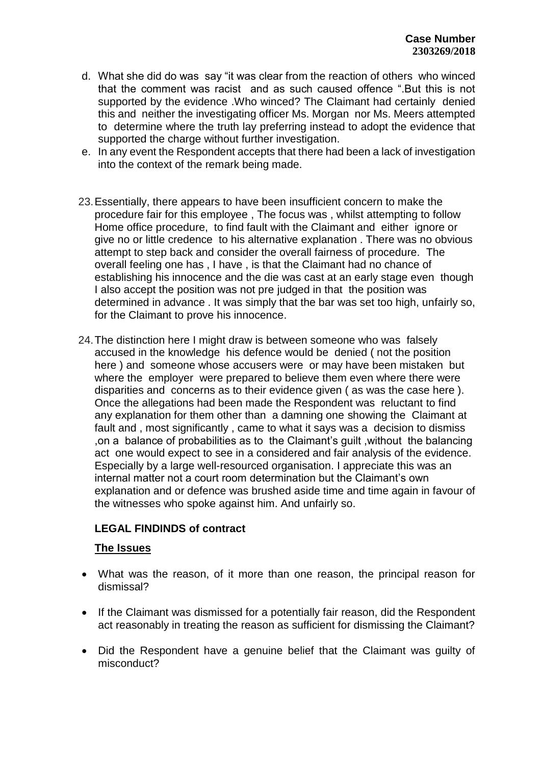d. What she did do was say "it was clear from the reaction of others who winced that the comment was racist and as such caused offence ".But this is not supported by the evidence .Who winced? The Claimant had certainly denied this and neither the investigating officer Ms. Morgan nor Ms. Meers attempted to determine where the truth lay preferring instead to adopt the evidence that supported the charge without further investigation.

e. In any event the Respondent accepts that there had been a lack of investigation into the context of the remark being made.

23. Essentially, there appears to have been insufficient concern to make the procedure fair for this employee , The focus was , whilst attempting to follow Home office procedure, to find fault with the Claimant and either ignore or give no or little credence to his alternative explanation . There was no obvious attempt to step back and consider the overall fairness of procedure. The overall feeling one has , I have , is that the Claimant had no chance of establishing his innocence and the die was cast at an early stage even though I also accept the position was not pre judged in that the position was determined in advance . It was simply that the bar was set too high, unfairly so, for the Claimant to prove his innocence.

24. The distinction here I might draw is between someone who was falsely accused in the knowledge his defence would be denied ( not the position here ) and someone whose accusers were or may have been mistaken but where the employer were prepared to believe them even where there were disparities and concerns as to their evidence given ( as was the case here ). Once the allegations had been made the Respondent was reluctant to find any explanation for them other than a damning one showing the Claimant at fault and , most significantly , came to what it says was a decision to dismiss ,on a balance of probabilities as to the Claimant's guilt ,without the balancing act one would expect to see in a considered and fair analysis of the evidence. Especially by a large well-resourced organisation. I appreciate this was an internal matter not a court room determination but the Claimant's own explanation and or defence was brushed aside time and time again in favour of the witnesses who spoke against him. And unfairly so.

**LEGAL FINDINDS of contract**

**The Issues**

- What was the reason, of it more than one reason, the principal reason for dismissal?
- If the Claimant was dismissed for a potentially fair reason, did the Respondent act reasonably in treating the reason as sufficient for dismissing the Claimant?
- Did the Respondent have a genuine belief that the Claimant was guilty of misconduct?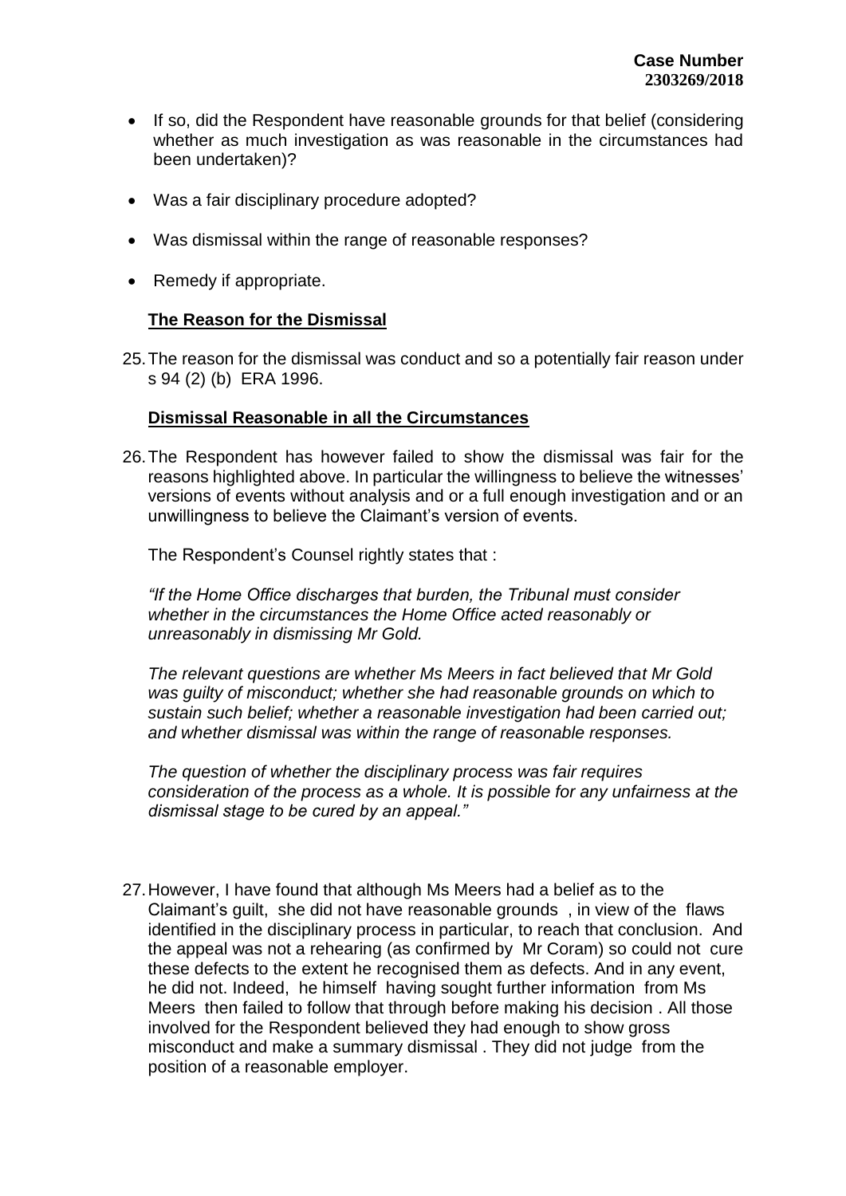- If so, did the Respondent have reasonable grounds for that belief (considering whether as much investigation as was reasonable in the circumstances had been undertaken)?

- Was a fair disciplinary procedure adopted?

- Was dismissal within the range of reasonable responses?

- Remedy if appropriate.

**The Reason for the Dismissal**

25. The reason for the dismissal was conduct and so a potentially fair reason under s 94 (2) (b) ERA 1996.

**Dismissal Reasonable in all the Circumstances**

26. The Respondent has however failed to show the dismissal was fair for the reasons highlighted above. In particular the willingness to believe the witnesses' versions of events without analysis and or a full enough investigation and or an unwillingness to believe the Claimant's version of events.

    The Respondent's Counsel rightly states that :

    *"If the Home Office discharges that burden, the Tribunal must consider whether in the circumstances the Home Office acted reasonably or unreasonably in dismissing Mr Gold.*

    *The relevant questions are whether Ms Meers in fact believed that Mr Gold was guilty of misconduct; whether she had reasonable grounds on which to sustain such belief; whether a reasonable investigation had been carried out; and whether dismissal was within the range of reasonable responses.*

    *The question of whether the disciplinary process was fair requires consideration of the process as a whole. It is possible for any unfairness at the dismissal stage to be cured by an appeal."*

27. However, I have found that although Ms Meers had a belief as to the Claimant's guilt, she did not have reasonable grounds , in view of the flaws identified in the disciplinary process in particular, to reach that conclusion. And the appeal was not a rehearing (as confirmed by Mr Coram) so could not cure these defects to the extent he recognised them as defects. And in any event, he did not. Indeed, he himself having sought further information from Ms Meers then failed to follow that through before making his decision . All those involved for the Respondent believed they had enough to show gross misconduct and make a summary dismissal . They did not judge from the position of a reasonable employer.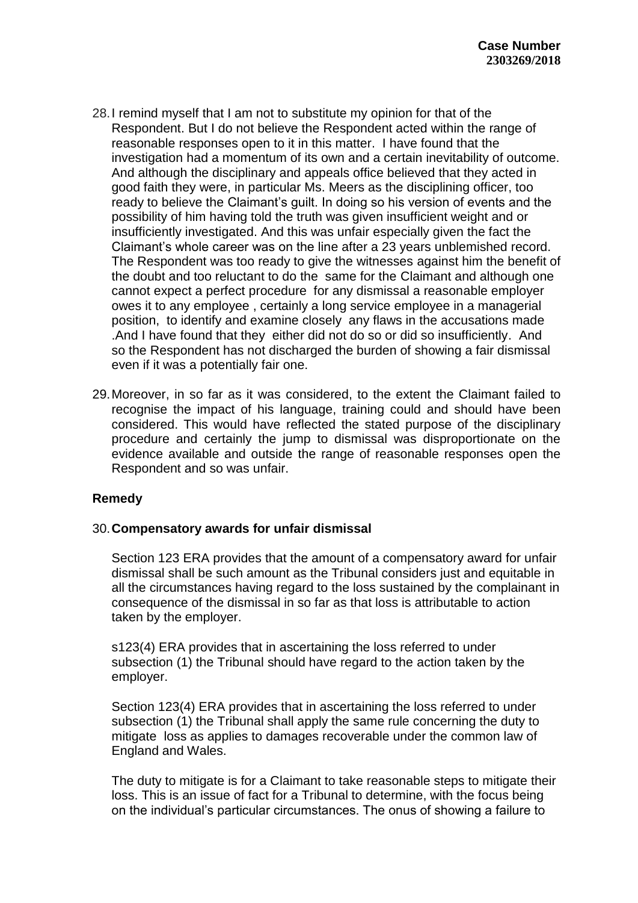28. I remind myself that I am not to substitute my opinion for that of the Respondent. But I do not believe the Respondent acted within the range of reasonable responses open to it in this matter. I have found that the investigation had a momentum of its own and a certain inevitability of outcome. And although the disciplinary and appeals office believed that they acted in good faith they were, in particular Ms. Meers as the disciplining officer, too ready to believe the Claimant's guilt. In doing so his version of events and the possibility of him having told the truth was given insufficient weight and or insufficiently investigated. And this was unfair especially given the fact the Claimant's whole career was on the line after a 23 years unblemished record. The Respondent was too ready to give the witnesses against him the benefit of the doubt and too reluctant to do the same for the Claimant and although one cannot expect a perfect procedure for any dismissal a reasonable employer owes it to any employee , certainly a long service employee in a managerial position, to identify and examine closely any flaws in the accusations made .And I have found that they either did not do so or did so insufficiently. And so the Respondent has not discharged the burden of showing a fair dismissal even if it was a potentially fair one.

29. Moreover, in so far as it was considered, to the extent the Claimant failed to recognise the impact of his language, training could and should have been considered. This would have reflected the stated purpose of the disciplinary procedure and certainly the jump to dismissal was disproportionate on the evidence available and outside the range of reasonable responses open the Respondent and so was unfair.

## Remedy

30. **Compensatory awards for unfair dismissal**

Section 123 ERA provides that the amount of a compensatory award for unfair dismissal shall be such amount as the Tribunal considers just and equitable in all the circumstances having regard to the loss sustained by the complainant in consequence of the dismissal in so far as that loss is attributable to action taken by the employer.

s123(4) ERA provides that in ascertaining the loss referred to under subsection (1) the Tribunal should have regard to the action taken by the employer.

Section 123(4) ERA provides that in ascertaining the loss referred to under subsection (1) the Tribunal shall apply the same rule concerning the duty to mitigate loss as applies to damages recoverable under the common law of England and Wales.

The duty to mitigate is for a Claimant to take reasonable steps to mitigate their loss. This is an issue of fact for a Tribunal to determine, with the focus being on the individual's particular circumstances. The onus of showing a failure to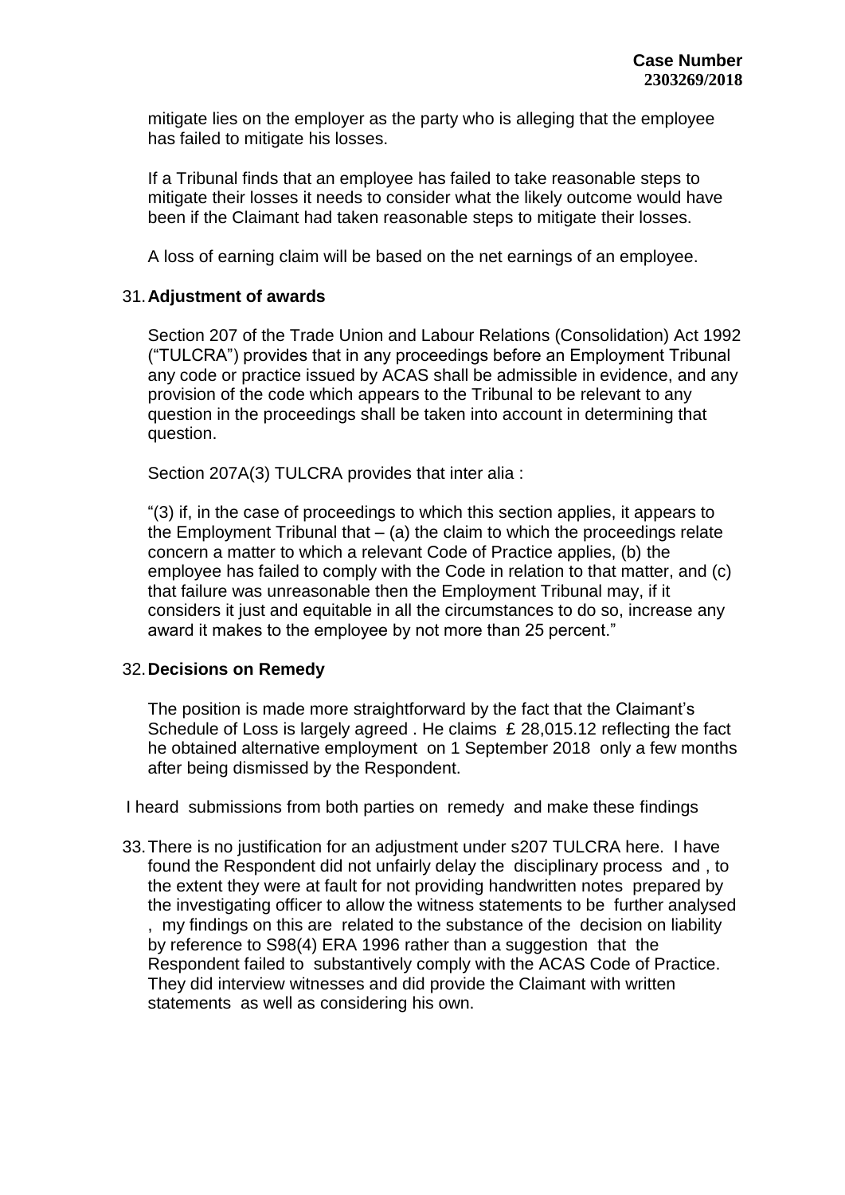mitigate lies on the employer as the party who is alleging that the employee has failed to mitigate his losses.

If a Tribunal finds that an employee has failed to take reasonable steps to mitigate their losses it needs to consider what the likely outcome would have been if the Claimant had taken reasonable steps to mitigate their losses.

A loss of earning claim will be based on the net earnings of an employee.

31. **Adjustment of awards**

Section 207 of the Trade Union and Labour Relations (Consolidation) Act 1992 ("TULCRA") provides that in any proceedings before an Employment Tribunal any code or practice issued by ACAS shall be admissible in evidence, and any provision of the code which appears to the Tribunal to be relevant to any question in the proceedings shall be taken into account in determining that question.

Section 207A(3) TULCRA provides that inter alia :

"(3) if, in the case of proceedings to which this section applies, it appears to the Employment Tribunal that – (a) the claim to which the proceedings relate concern a matter to which a relevant Code of Practice applies, (b) the employee has failed to comply with the Code in relation to that matter, and (c) that failure was unreasonable then the Employment Tribunal may, if it considers it just and equitable in all the circumstances to do so, increase any award it makes to the employee by not more than 25 percent."

32. **Decisions on Remedy**

The position is made more straightforward by the fact that the Claimant's Schedule of Loss is largely agreed . He claims £ 28,015.12 reflecting the fact he obtained alternative employment on 1 September 2018 only a few months after being dismissed by the Respondent.

I heard submissions from both parties on remedy and make these findings

33. There is no justification for an adjustment under s207 TULCRA here. I have found the Respondent did not unfairly delay the disciplinary process and , to the extent they were at fault for not providing handwritten notes prepared by the investigating officer to allow the witness statements to be further analysed , my findings on this are related to the substance of the decision on liability by reference to S98(4) ERA 1996 rather than a suggestion that the Respondent failed to substantively comply with the ACAS Code of Practice. They did interview witnesses and did provide the Claimant with written statements as well as considering his own.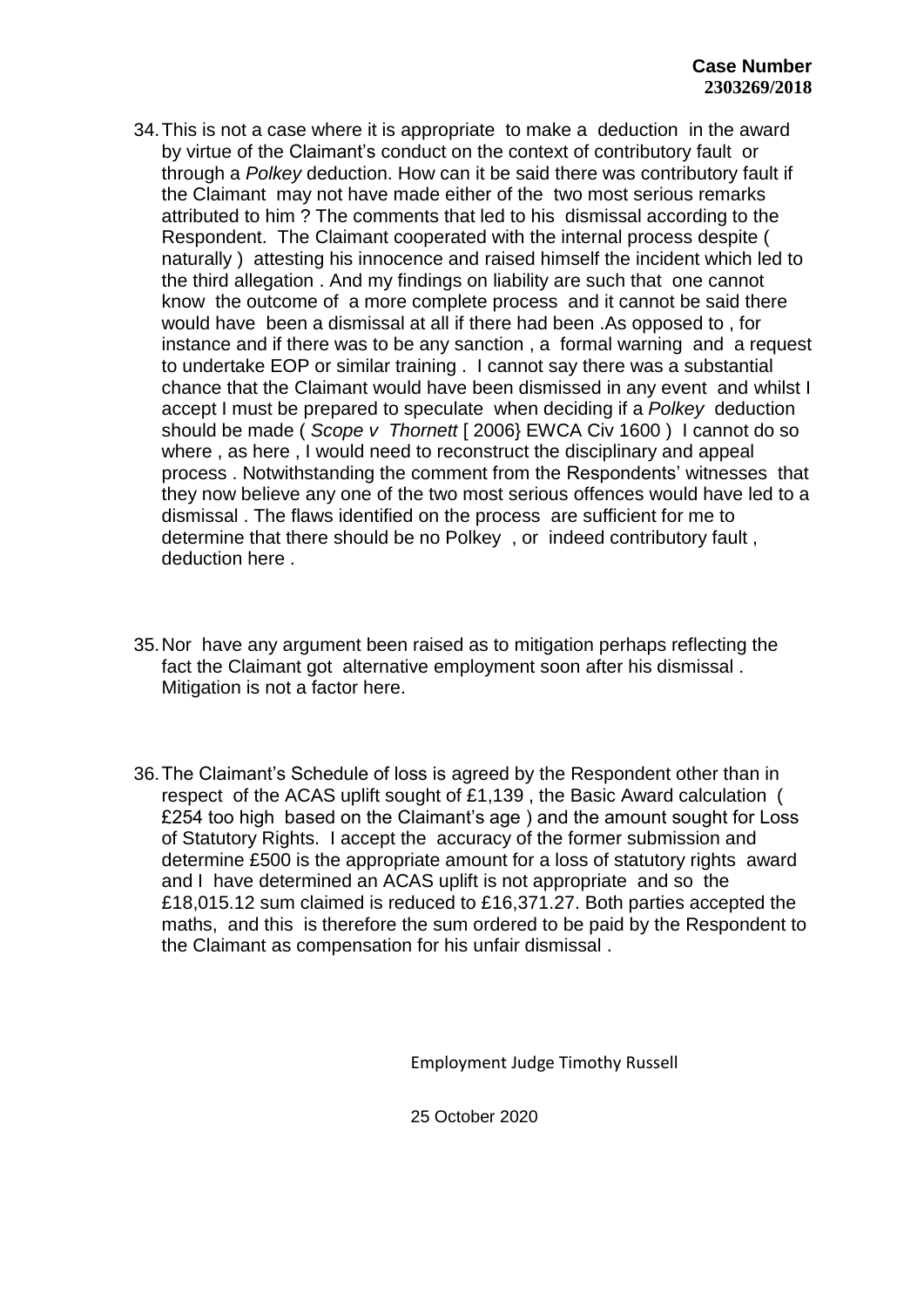34. This is not a case where it is appropriate to make a deduction in the award by virtue of the Claimant's conduct on the context of contributory fault or through a *Polkey* deduction. How can it be said there was contributory fault if the Claimant may not have made either of the two most serious remarks attributed to him ? The comments that led to his dismissal according to the Respondent. The Claimant cooperated with the internal process despite ( naturally ) attesting his innocence and raised himself the incident which led to the third allegation . And my findings on liability are such that one cannot know the outcome of a more complete process and it cannot be said there would have been a dismissal at all if there had been .As opposed to , for instance and if there was to be any sanction , a formal warning and a request to undertake EOP or similar training . I cannot say there was a substantial chance that the Claimant would have been dismissed in any event and whilst I accept I must be prepared to speculate when deciding if a *Polkey* deduction should be made ( *Scope v Thornett* [ 2006} EWCA Civ 1600 ) I cannot do so where , as here , I would need to reconstruct the disciplinary and appeal process . Notwithstanding the comment from the Respondents' witnesses that they now believe any one of the two most serious offences would have led to a dismissal . The flaws identified on the process are sufficient for me to determine that there should be no Polkey , or indeed contributory fault , deduction here .

35. Nor have any argument been raised as to mitigation perhaps reflecting the fact the Claimant got alternative employment soon after his dismissal . Mitigation is not a factor here.

36. The Claimant's Schedule of loss is agreed by the Respondent other than in respect of the ACAS uplift sought of £1,139 , the Basic Award calculation ( £254 too high based on the Claimant's age ) and the amount sought for Loss of Statutory Rights. I accept the accuracy of the former submission and determine £500 is the appropriate amount for a loss of statutory rights award and I have determined an ACAS uplift is not appropriate and so the £18,015.12 sum claimed is reduced to £16,371.27. Both parties accepted the maths, and this is therefore the sum ordered to be paid by the Respondent to the Claimant as compensation for his unfair dismissal .

Employment Judge Timothy Russell

25 October 2020